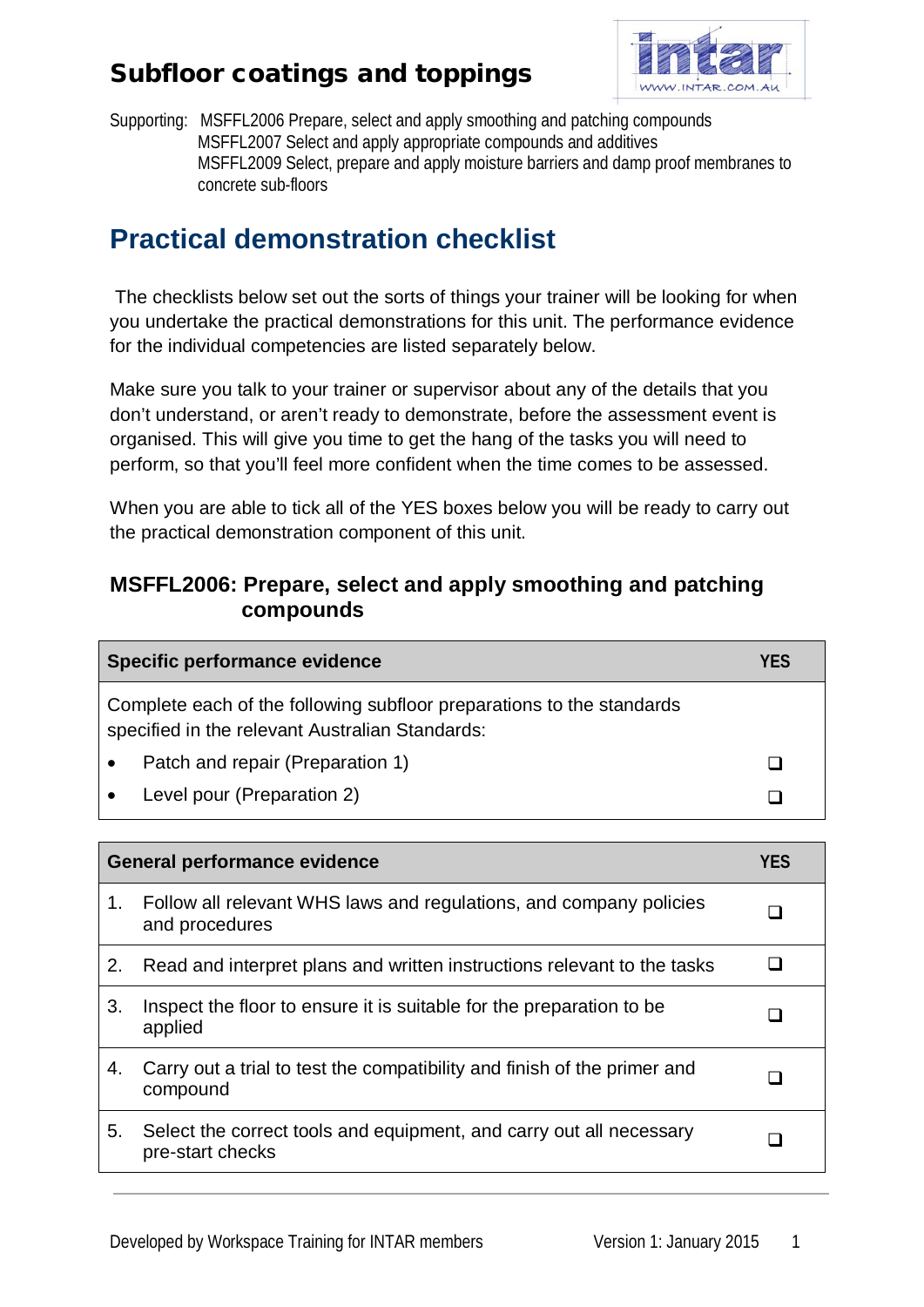# Subfloor coatings and toppings

Supporting: MSFFL2006 Prepare, select and apply smoothing and patching compounds
MSFFL2007 Select and apply appropriate compounds and additives
MSFFL2009 Select, prepare and apply moisture barriers and damp proof membranes to concrete sub-floors

## Practical demonstration checklist

The checklists below set out the sorts of things your trainer will be looking for when you undertake the practical demonstrations for this unit. The performance evidence for the individual competencies are listed separately below.

Make sure you talk to your trainer or supervisor about any of the details that you don't understand, or aren't ready to demonstrate, before the assessment event is organised. This will give you time to get the hang of the tasks you will need to perform, so that you'll feel more confident when the time comes to be assessed.

When you are able to tick all of the YES boxes below you will be ready to carry out the practical demonstration component of this unit.

### MSFFL2006: Prepare, select and apply smoothing and patching compounds

| Specific performance evidence | YES |
|---|---|
| Complete each of the following subfloor preparations to the standards specified in the relevant Australian Standards: | |
| • Patch and repair (Preparation 1) | ❑ |
| • Level pour (Preparation 2) | ❑ |

| General performance evidence | YES |
|---|---|
| 1. Follow all relevant WHS laws and regulations, and company policies and procedures | ❑ |
| 2. Read and interpret plans and written instructions relevant to the tasks | ❑ |
| 3. Inspect the floor to ensure it is suitable for the preparation to be applied | ❑ |
| 4. Carry out a trial to test the compatibility and finish of the primer and compound | ❑ |
| 5. Select the correct tools and equipment, and carry out all necessary pre-start checks | ❑ |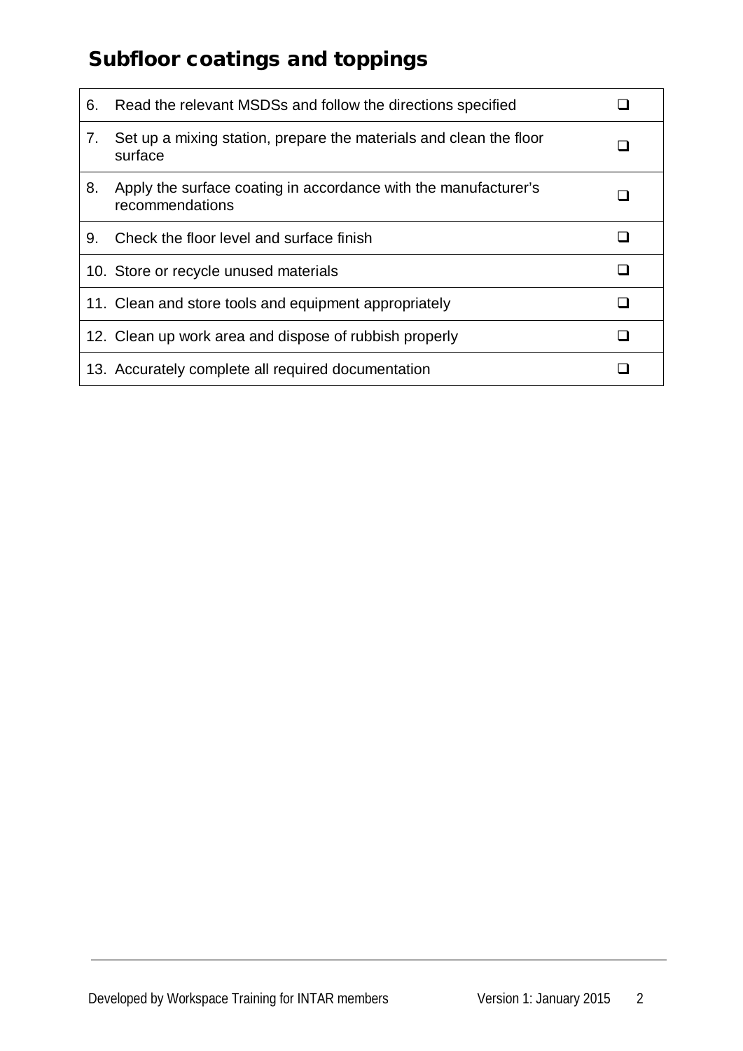## Subfloor coatings and toppings

| | |
|---|---|
| 6. Read the relevant MSDSs and follow the directions specified | ❑ |
| 7. Set up a mixing station, prepare the materials and clean the floor surface | ❑ |
| 8. Apply the surface coating in accordance with the manufacturer's recommendations | ❑ |
| 9. Check the floor level and surface finish | ❑ |
| 10. Store or recycle unused materials | ❑ |
| 11. Clean and store tools and equipment appropriately | ❑ |
| 12. Clean up work area and dispose of rubbish properly | ❑ |
| 13. Accurately complete all required documentation | ❑ |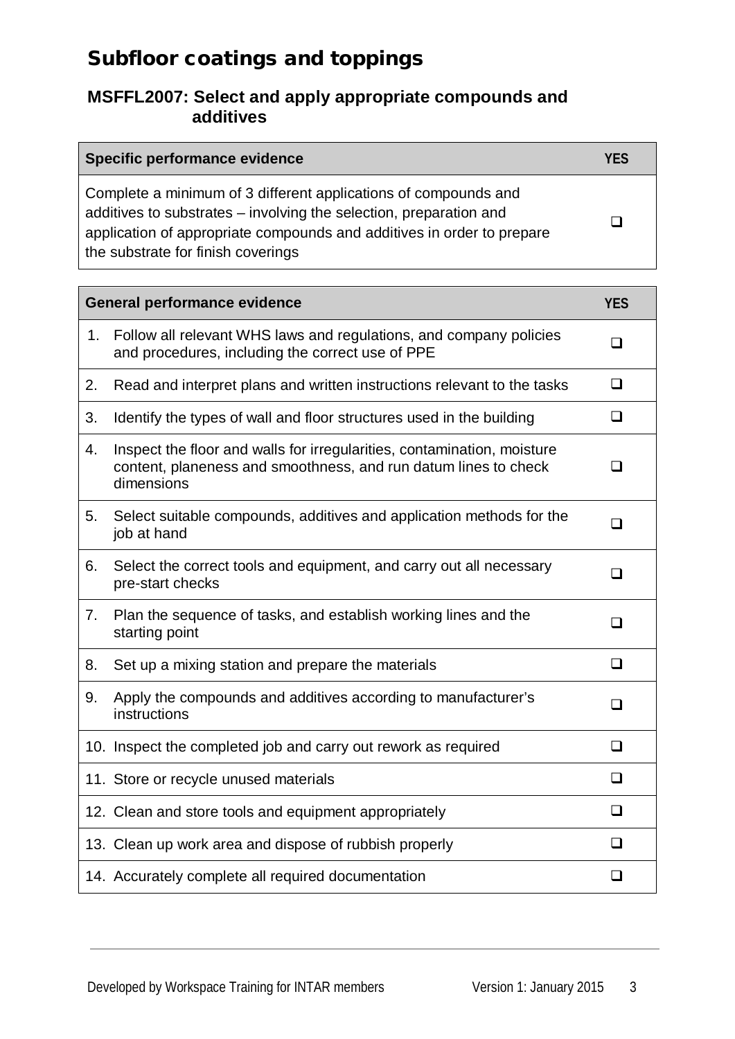# Subfloor coatings and toppings

## MSFFL2007: Select and apply appropriate compounds and additives

| Specific performance evidence | YES |
| --- | --- |
| Complete a minimum of 3 different applications of compounds and additives to substrates – involving the selection, preparation and application of appropriate compounds and additives in order to prepare the substrate for finish coverings | ❑ |

| General performance evidence | YES |
| --- | --- |
| 1. Follow all relevant WHS laws and regulations, and company policies and procedures, including the correct use of PPE | ❑ |
| 2. Read and interpret plans and written instructions relevant to the tasks | ❑ |
| 3. Identify the types of wall and floor structures used in the building | ❑ |
| 4. Inspect the floor and walls for irregularities, contamination, moisture content, planeness and smoothness, and run datum lines to check dimensions | ❑ |
| 5. Select suitable compounds, additives and application methods for the job at hand | ❑ |
| 6. Select the correct tools and equipment, and carry out all necessary pre-start checks | ❑ |
| 7. Plan the sequence of tasks, and establish working lines and the starting point | ❑ |
| 8. Set up a mixing station and prepare the materials | ❑ |
| 9. Apply the compounds and additives according to manufacturer's instructions | ❑ |
| 10. Inspect the completed job and carry out rework as required | ❑ |
| 11. Store or recycle unused materials | ❑ |
| 12. Clean and store tools and equipment appropriately | ❑ |
| 13. Clean up work area and dispose of rubbish properly | ❑ |
| 14. Accurately complete all required documentation | ❑ |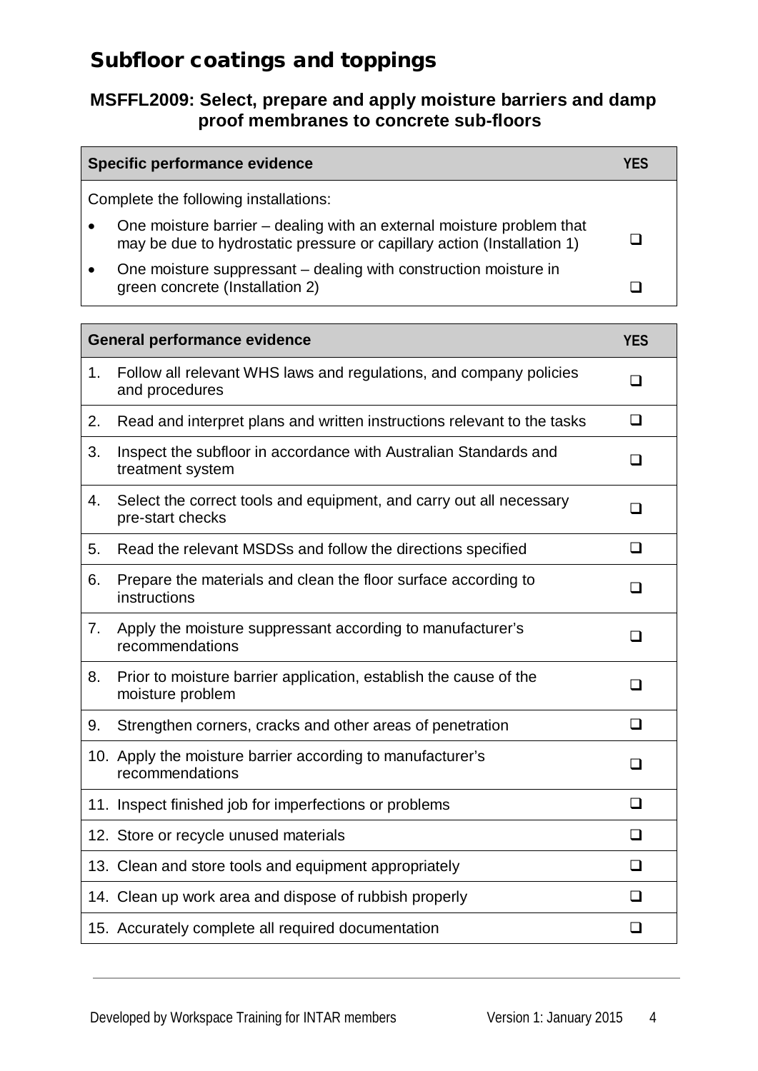# Subfloor coatings and toppings

## MSFFL2009: Select, prepare and apply moisture barriers and damp proof membranes to concrete sub-floors

| Specific performance evidence | YES |
|---|---|
| Complete the following installations: | |
| • One moisture barrier – dealing with an external moisture problem that may be due to hydrostatic pressure or capillary action (Installation 1) | ❑ |
| • One moisture suppressant – dealing with construction moisture in green concrete (Installation 2) | ❑ |

| General performance evidence | YES |
|---|---|
| 1. Follow all relevant WHS laws and regulations, and company policies and procedures | ❑ |
| 2. Read and interpret plans and written instructions relevant to the tasks | ❑ |
| 3. Inspect the subfloor in accordance with Australian Standards and treatment system | ❑ |
| 4. Select the correct tools and equipment, and carry out all necessary pre-start checks | ❑ |
| 5. Read the relevant MSDSs and follow the directions specified | ❑ |
| 6. Prepare the materials and clean the floor surface according to instructions | ❑ |
| 7. Apply the moisture suppressant according to manufacturer's recommendations | ❑ |
| 8. Prior to moisture barrier application, establish the cause of the moisture problem | ❑ |
| 9. Strengthen corners, cracks and other areas of penetration | ❑ |
| 10. Apply the moisture barrier according to manufacturer's recommendations | ❑ |
| 11. Inspect finished job for imperfections or problems | ❑ |
| 12. Store or recycle unused materials | ❑ |
| 13. Clean and store tools and equipment appropriately | ❑ |
| 14. Clean up work area and dispose of rubbish properly | ❑ |
| 15. Accurately complete all required documentation | ❑ |